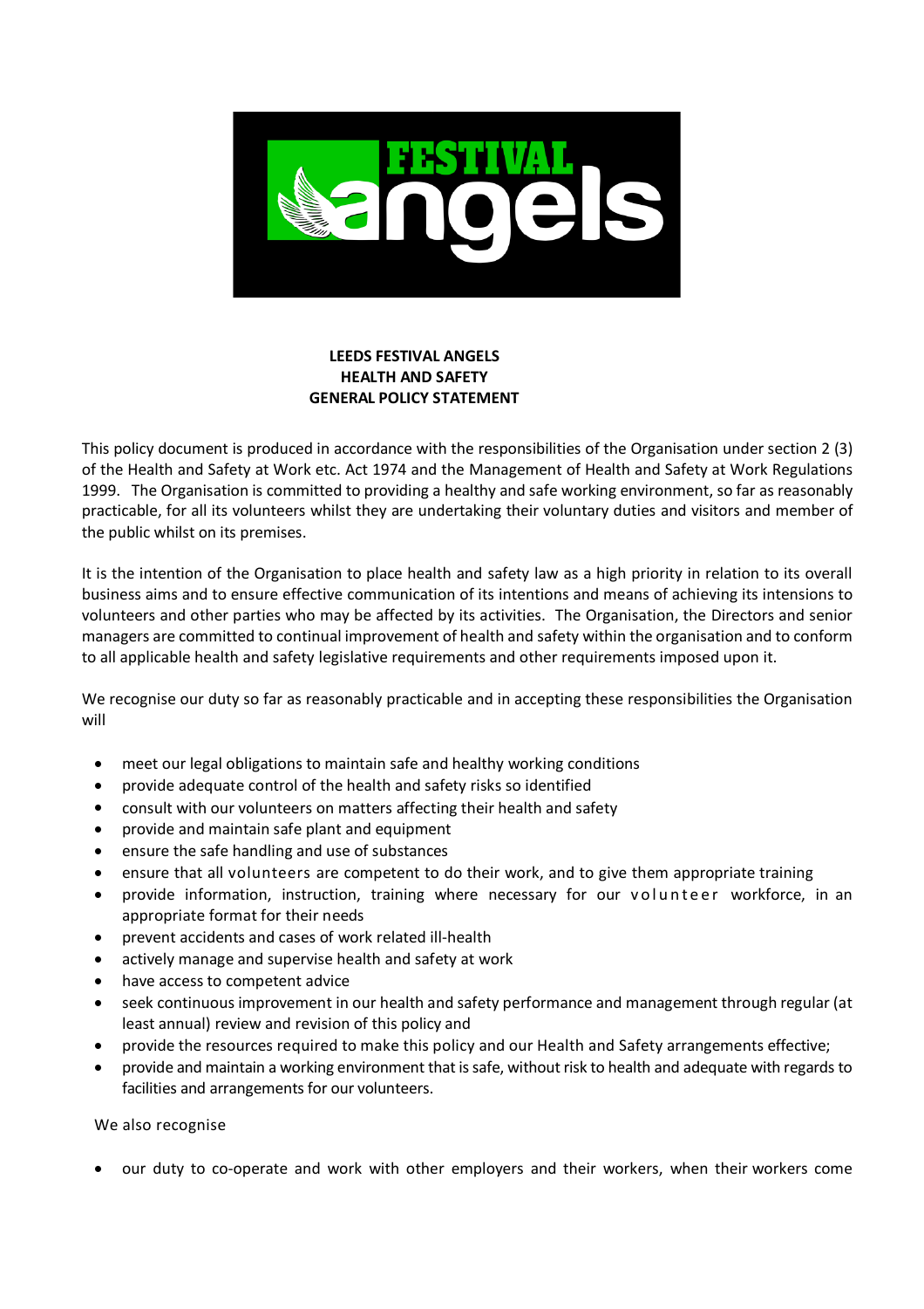**LEEDS FESTIVAL ANGELS**
**HEALTH AND SAFETY**
**GENERAL POLICY STATEMENT**

This policy document is produced in accordance with the responsibilities of the Organisation under section 2 (3) of the Health and Safety at Work etc. Act 1974 and the Management of Health and Safety at Work Regulations 1999. The Organisation is committed to providing a healthy and safe working environment, so far as reasonably practicable, for all its volunteers whilst they are undertaking their voluntary duties and visitors and member of the public whilst on its premises.

It is the intention of the Organisation to place health and safety law as a high priority in relation to its overall business aims and to ensure effective communication of its intentions and means of achieving its intensions to volunteers and other parties who may be affected by its activities. The Organisation, the Directors and senior managers are committed to continual improvement of health and safety within the organisation and to conform to all applicable health and safety legislative requirements and other requirements imposed upon it.

We recognise our duty so far as reasonably practicable and in accepting these responsibilities the Organisation will

- meet our legal obligations to maintain safe and healthy working conditions
- provide adequate control of the health and safety risks so identified
- consult with our volunteers on matters affecting their health and safety
- provide and maintain safe plant and equipment
- ensure the safe handling and use of substances
- ensure that all volunteers are competent to do their work, and to give them appropriate training
- provide information, instruction, training where necessary for our volunteer workforce, in an appropriate format for their needs
- prevent accidents and cases of work related ill-health
- actively manage and supervise health and safety at work
- have access to competent advice
- seek continuous improvement in our health and safety performance and management through regular (at least annual) review and revision of this policy and
- provide the resources required to make this policy and our Health and Safety arrangements effective;
- provide and maintain a working environment that is safe, without risk to health and adequate with regards to facilities and arrangements for our volunteers.

We also recognise

- our duty to co-operate and work with other employers and their workers, when their workers come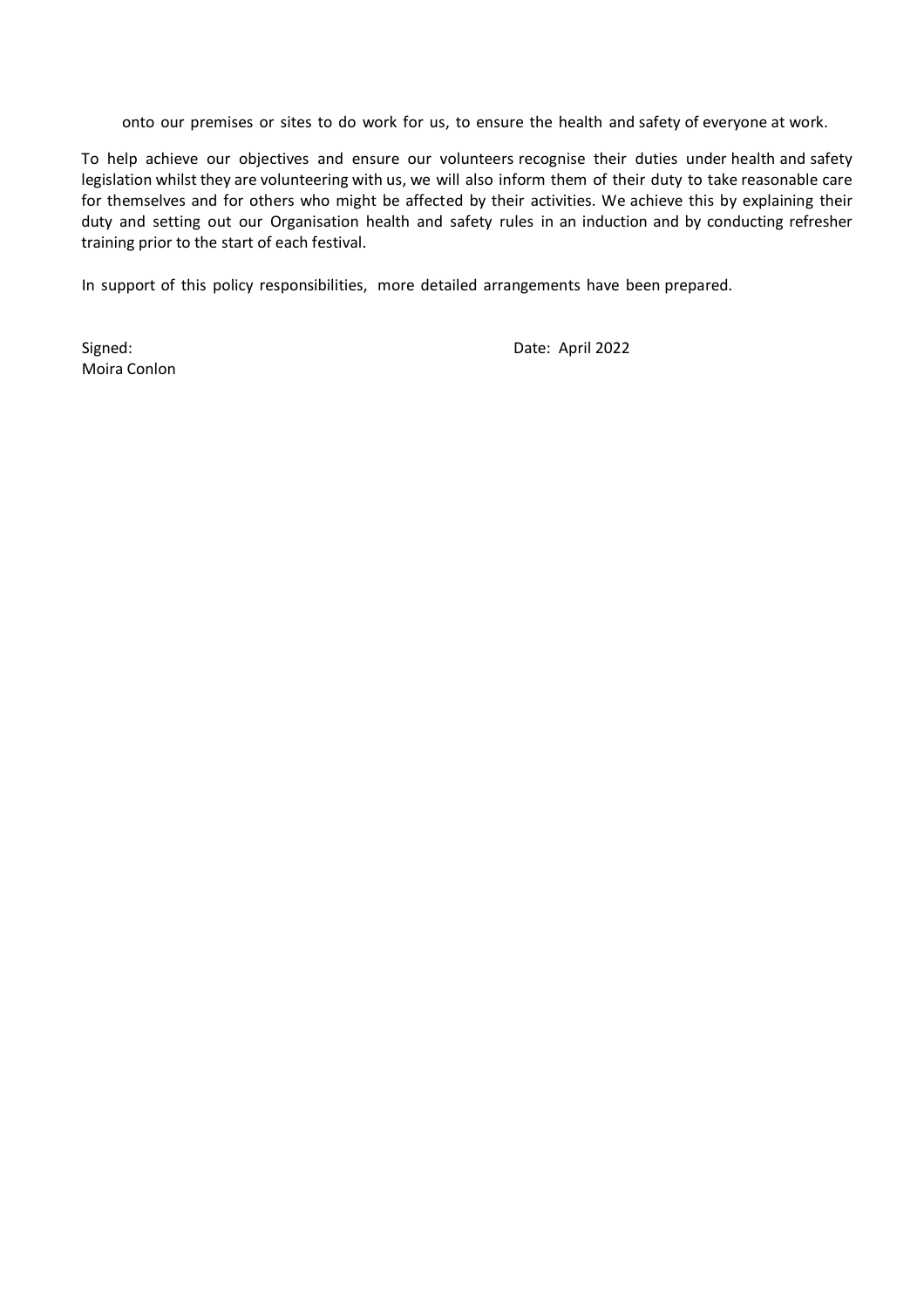onto our premises or sites to do work for us, to ensure the health and safety of everyone at work.

To help achieve our objectives and ensure our volunteers recognise their duties under health and safety legislation whilst they are volunteering with us, we will also inform them of their duty to take reasonable care for themselves and for others who might be affected by their activities. We achieve this by explaining their duty and setting out our Organisation health and safety rules in an induction and by conducting refresher training prior to the start of each festival.

In support of this policy responsibilities, more detailed arrangements have been prepared.

Signed:
Moira Conlon

Date: April 2022